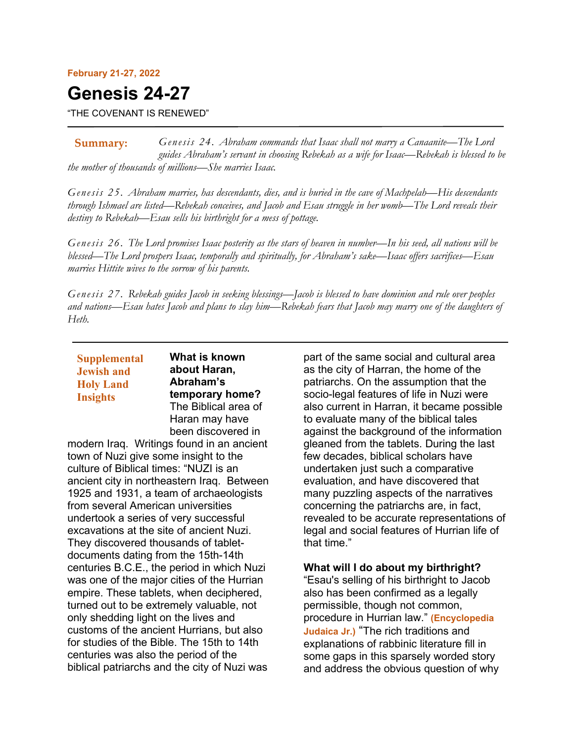February 21-27, 2022

# Genesis 24-27

"THE COVENANT IS RENEWED"

---

**Summary:** *Genesis 24. Abraham commands that Isaac shall not marry a Canaanite—The Lord guides Abraham's servant in choosing Rebekah as a wife for Isaac—Rebekah is blessed to be the mother of thousands of millions—She marries Isaac.*

*Genesis 25. Abraham marries, has descendants, dies, and is buried in the cave of Machpelah—His descendants through Ishmael are listed—Rebekah conceives, and Jacob and Esau struggle in her womb—The Lord reveals their destiny to Rebekah—Esau sells his birthright for a mess of pottage.*

*Genesis 26. The Lord promises Isaac posterity as the stars of heaven in number—In his seed, all nations will be blessed—The Lord prospers Isaac, temporally and spiritually, for Abraham's sake—Isaac offers sacrifices—Esau marries Hittite wives to the sorrow of his parents.*

*Genesis 27. Rebekah guides Jacob in seeking blessings—Jacob is blessed to have dominion and rule over peoples and nations—Esau hates Jacob and plans to slay him—Rebekah fears that Jacob may marry one of the daughters of Heth.*

---

## Supplemental Jewish and Holy Land Insights

**What is known about Haran, Abraham's temporary home?** The Biblical area of Haran may have been discovered in modern Iraq. Writings found in an ancient town of Nuzi give some insight to the culture of Biblical times: "NUZI is an ancient city in northeastern Iraq. Between 1925 and 1931, a team of archaeologists from several American universities undertook a series of very successful excavations at the site of ancient Nuzi. They discovered thousands of tablet-documents dating from the 15th-14th centuries B.C.E., the period in which Nuzi was one of the major cities of the Hurrian empire. These tablets, when deciphered, turned out to be extremely valuable, not only shedding light on the lives and customs of the ancient Hurrians, but also for studies of the Bible. The 15th to 14th centuries was also the period of the biblical patriarchs and the city of Nuzi was part of the same social and cultural area as the city of Harran, the home of the patriarchs. On the assumption that the socio-legal features of life in Nuzi were also current in Harran, it became possible to evaluate many of the biblical tales against the background of the information gleaned from the tablets. During the last few decades, biblical scholars have undertaken just such a comparative evaluation, and have discovered that many puzzling aspects of the narratives concerning the patriarchs are, in fact, revealed to be accurate representations of legal and social features of Hurrian life of that time."

**What will I do about my birthright?** "Esau's selling of his birthright to Jacob also has been confirmed as a legally permissible, though not common, procedure in Hurrian law." **(Encyclopedia Judaica Jr.)** "The rich traditions and explanations of rabbinic literature fill in some gaps in this sparsely worded story and address the obvious question of why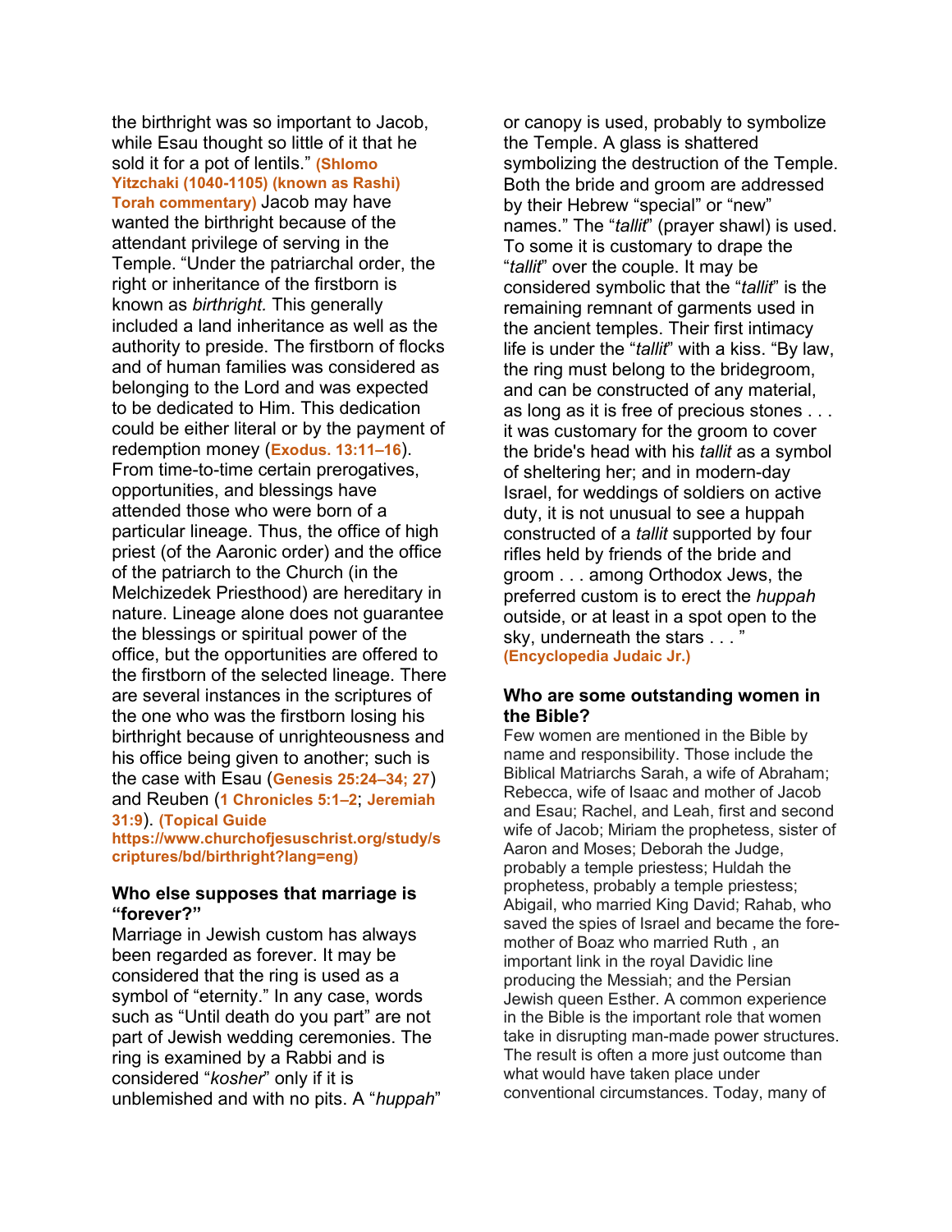the birthright was so important to Jacob, while Esau thought so little of it that he sold it for a pot of lentils." **(Shlomo Yitzchaki (1040-1105) (known as Rashi) Torah commentary)** Jacob may have wanted the birthright because of the attendant privilege of serving in the Temple. "Under the patriarchal order, the right or inheritance of the firstborn is known as *birthright.* This generally included a land inheritance as well as the authority to preside. The firstborn of flocks and of human families was considered as belonging to the Lord and was expected to be dedicated to Him. This dedication could be either literal or by the payment of redemption money (**Exodus. 13:11–16**). From time-to-time certain prerogatives, opportunities, and blessings have attended those who were born of a particular lineage. Thus, the office of high priest (of the Aaronic order) and the office of the patriarch to the Church (in the Melchizedek Priesthood) are hereditary in nature. Lineage alone does not guarantee the blessings or spiritual power of the office, but the opportunities are offered to the firstborn of the selected lineage. There are several instances in the scriptures of the one who was the firstborn losing his birthright because of unrighteousness and his office being given to another; such is the case with Esau (**Genesis 25:24–34; 27**) and Reuben (**1 Chronicles 5:1–2**; **Jeremiah 31:9**). **(Topical Guide https://www.churchofjesuschrist.org/study/scriptures/bd/birthright?lang=eng)**

**Who else supposes that marriage is "forever?"**

Marriage in Jewish custom has always been regarded as forever. It may be considered that the ring is used as a symbol of "eternity." In any case, words such as "Until death do you part" are not part of Jewish wedding ceremonies. The ring is examined by a Rabbi and is considered "*kosher*" only if it is unblemished and with no pits. A "*huppah*" or canopy is used, probably to symbolize the Temple. A glass is shattered symbolizing the destruction of the Temple. Both the bride and groom are addressed by their Hebrew "special" or "new" names." The "*tallit*" (prayer shawl) is used. To some it is customary to drape the "*tallit*" over the couple. It may be considered symbolic that the "*tallit*" is the remaining remnant of garments used in the ancient temples. Their first intimacy life is under the "*tallit*" with a kiss. "By law, the ring must belong to the bridegroom, and can be constructed of any material, as long as it is free of precious stones . . . it was customary for the groom to cover the bride's head with his *tallit* as a symbol of sheltering her; and in modern-day Israel, for weddings of soldiers on active duty, it is not unusual to see a huppah constructed of a *tallit* supported by four rifles held by friends of the bride and groom . . . among Orthodox Jews, the preferred custom is to erect the *huppah* outside, or at least in a spot open to the sky, underneath the stars . . . " **(Encyclopedia Judaic Jr.)**

**Who are some outstanding women in the Bible?**

Few women are mentioned in the Bible by name and responsibility. Those include the Biblical Matriarchs Sarah, a wife of Abraham; Rebecca, wife of Isaac and mother of Jacob and Esau; Rachel, and Leah, first and second wife of Jacob; Miriam the prophetess, sister of Aaron and Moses; Deborah the Judge, probably a temple priestess; Huldah the prophetess, probably a temple priestess; Abigail, who married King David; Rahab, who saved the spies of Israel and became the fore-mother of Boaz who married Ruth , an important link in the royal Davidic line producing the Messiah; and the Persian Jewish queen Esther. A common experience in the Bible is the important role that women take in disrupting man-made power structures. The result is often a more just outcome than what would have taken place under conventional circumstances. Today, many of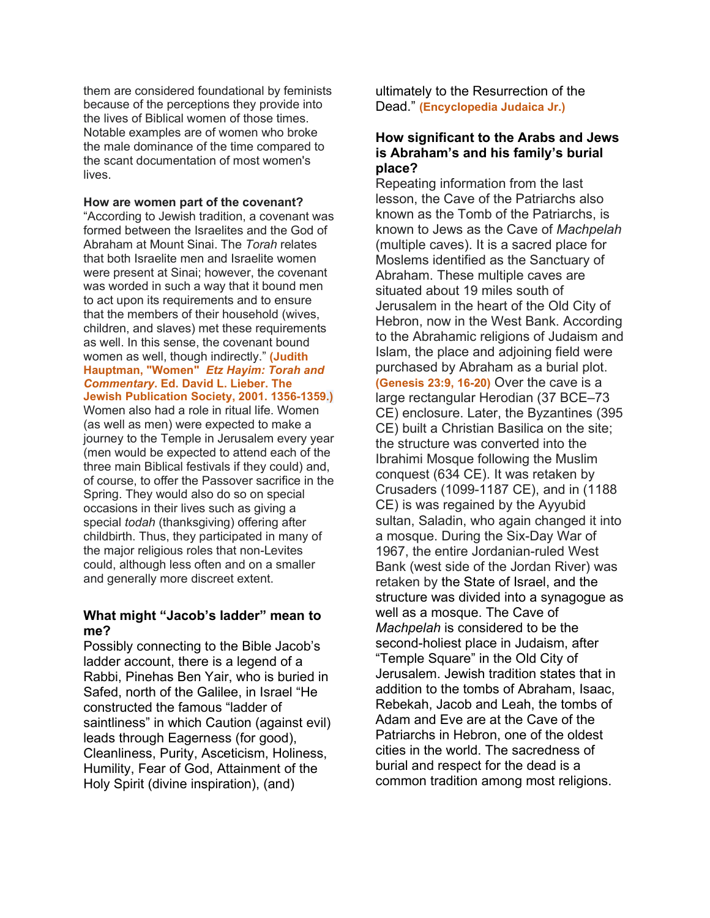them are considered foundational by feminists because of the perceptions they provide into the lives of Biblical women of those times. Notable examples are of women who broke the male dominance of the time compared to the scant documentation of most women's lives.

**How are women part of the covenant?**
"According to Jewish tradition, a covenant was formed between the Israelites and the God of Abraham at Mount Sinai. The *Torah* relates that both Israelite men and Israelite women were present at Sinai; however, the covenant was worded in such a way that it bound men to act upon its requirements and to ensure that the members of their household (wives, children, and slaves) met these requirements as well. In this sense, the covenant bound women as well, though indirectly." **(Judith Hauptman, "Women" *Etz Hayim: Torah and Commentary*. Ed. David L. Lieber. The Jewish Publication Society, 2001. 1356-1359.)** Women also had a role in ritual life. Women (as well as men) were expected to make a journey to the Temple in Jerusalem every year (men would be expected to attend each of the three main Biblical festivals if they could) and, of course, to offer the Passover sacrifice in the Spring. They would also do so on special occasions in their lives such as giving a special *todah* (thanksgiving) offering after childbirth. Thus, they participated in many of the major religious roles that non-Levites could, although less often and on a smaller and generally more discreet extent.

### What might "Jacob's ladder" mean to me?

Possibly connecting to the Bible Jacob's ladder account, there is a legend of a Rabbi, Pinehas Ben Yair, who is buried in Safed, north of the Galilee, in Israel "He constructed the famous "ladder of saintliness" in which Caution (against evil) leads through Eagerness (for good), Cleanliness, Purity, Asceticism, Holiness, Humility, Fear of God, Attainment of the Holy Spirit (divine inspiration), (and) ultimately to the Resurrection of the Dead." **(Encyclopedia Judaica Jr.)**

### How significant to the Arabs and Jews is Abraham's and his family's burial place?

Repeating information from the last lesson, the Cave of the Patriarchs also known as the Tomb of the Patriarchs, is known to Jews as the Cave of *Machpelah* (multiple caves). It is a sacred place for Moslems identified as the Sanctuary of Abraham. These multiple caves are situated about 19 miles south of Jerusalem in the heart of the Old City of Hebron, now in the West Bank. According to the Abrahamic religions of Judaism and Islam, the place and adjoining field were purchased by Abraham as a burial plot. **(Genesis 23:9, 16-20)** Over the cave is a large rectangular Herodian (37 BCE–73 CE) enclosure. Later, the Byzantines (395 CE) built a Christian Basilica on the site; the structure was converted into the Ibrahimi Mosque following the Muslim conquest (634 CE). It was retaken by Crusaders (1099-1187 CE), and in (1188 CE) is was regained by the Ayyubid sultan, Saladin, who again changed it into a mosque. During the Six-Day War of 1967, the entire Jordanian-ruled West Bank (west side of the Jordan River) was retaken by the State of Israel, and the structure was divided into a synagogue as well as a mosque. The Cave of *Machpelah* is considered to be the second-holiest place in Judaism, after "Temple Square" in the Old City of Jerusalem. Jewish tradition states that in addition to the tombs of Abraham, Isaac, Rebekah, Jacob and Leah, the tombs of Adam and Eve are at the Cave of the Patriarchs in Hebron, one of the oldest cities in the world. The sacredness of burial and respect for the dead is a common tradition among most religions.